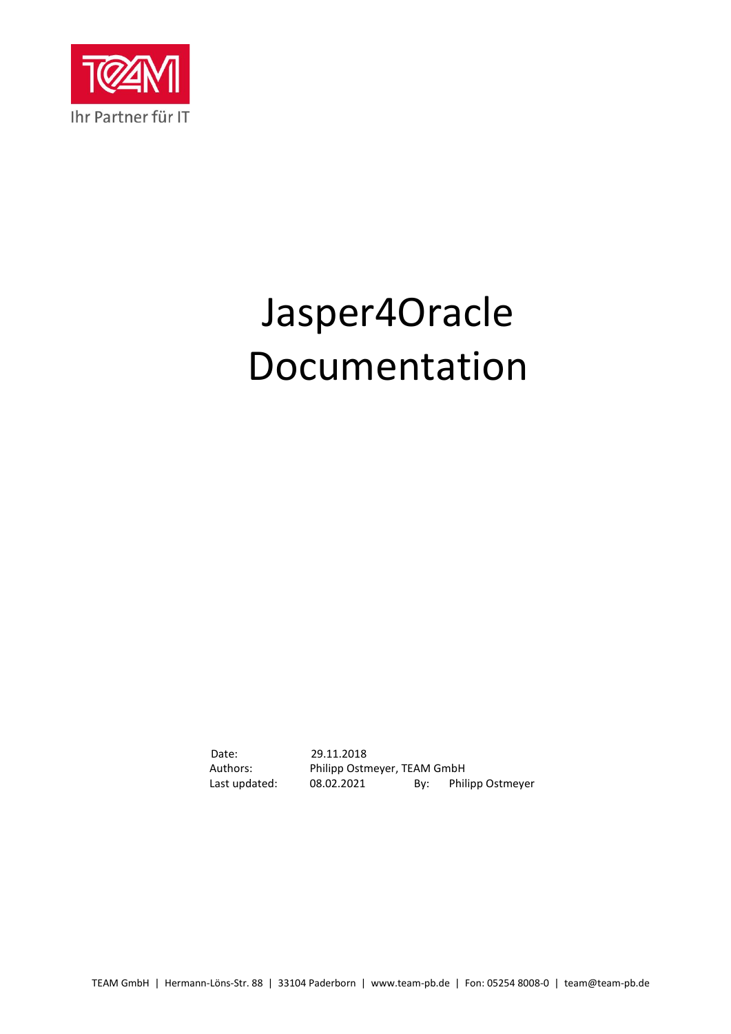Ihr Partner für IT

# Jasper4Oracle Documentation

| | | | |
|---|---|---|---|
| Date: | 29.11.2018 | | |
| Authors: | Philipp Ostmeyer, TEAM GmbH | | |
| Last updated: | 08.02.2021 | By: | Philipp Ostmeyer |

TEAM GmbH | Hermann-Löns-Str. 88 | 33104 Paderborn | www.team-pb.de | Fon: 05254 8008-0 | team@team-pb.de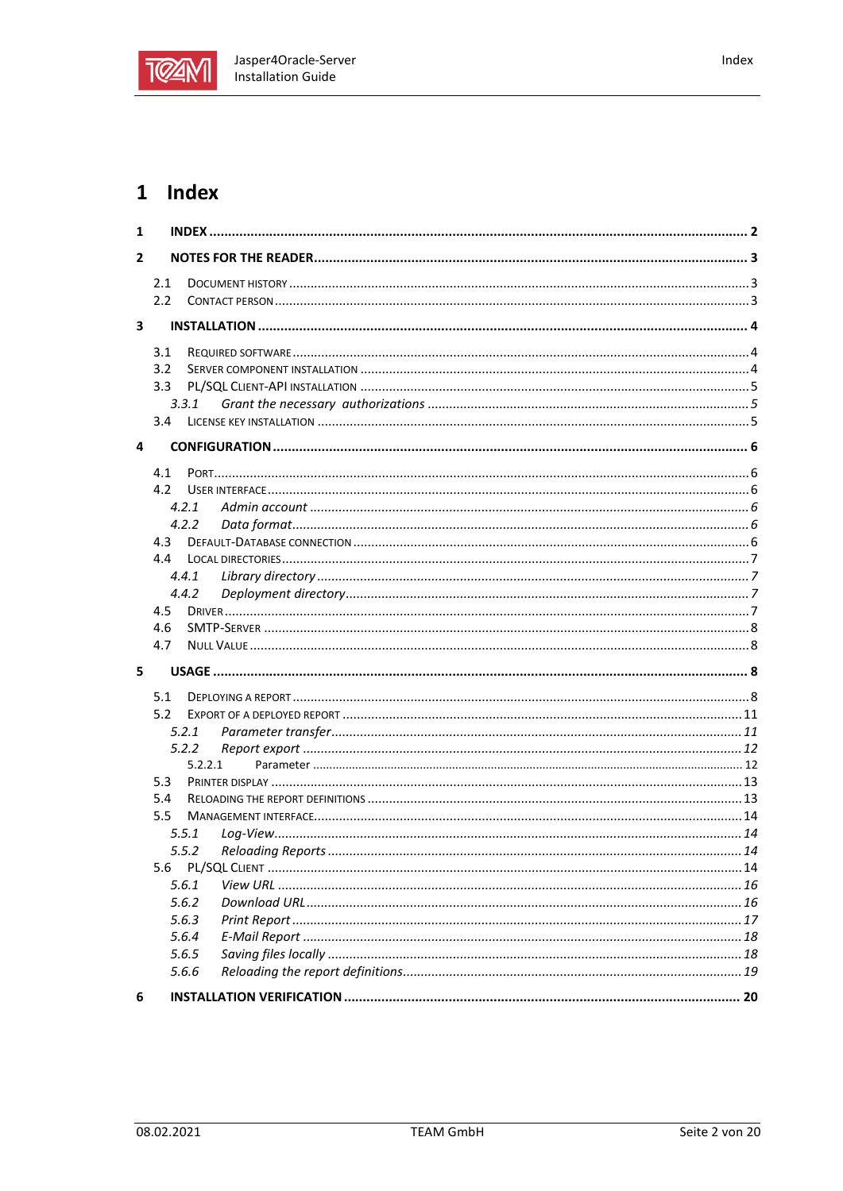# 1 Index

**1 INDEX** ..... **2**

**2 NOTES FOR THE READER** ..... **3**

- 2.1 Document history ..... 3
- 2.2 Contact person ..... 3

**3 INSTALLATION** ..... **4**

- 3.1 Required software ..... 4
- 3.2 Server component installation ..... 4
- 3.3 PL/SQL Client-API installation ..... 5
  - *3.3.1 Grant the necessary authorizations ..... 5*
- 3.4 License key installation ..... 5

**4 CONFIGURATION** ..... **6**

- 4.1 Port ..... 6
- 4.2 User interface ..... 6
  - *4.2.1 Admin account ..... 6*
  - *4.2.2 Data format ..... 6*
- 4.3 Default-Database connection ..... 6
- 4.4 Local directories ..... 7
  - *4.4.1 Library directory ..... 7*
  - *4.4.2 Deployment directory ..... 7*
- 4.5 Driver ..... 7
- 4.6 SMTP-Server ..... 8
- 4.7 Null Value ..... 8

**5 USAGE** ..... **8**

- 5.1 Deploying a report ..... 8
- 5.2 Export of a deployed report ..... 11
  - *5.2.1 Parameter transfer ..... 11*
  - *5.2.2 Report export ..... 12*
    - 5.2.2.1 Parameter ..... 12
- 5.3 Printer display ..... 13
- 5.4 Reloading the report definitions ..... 13
- 5.5 Management interface ..... 14
  - *5.5.1 Log-View ..... 14*
  - *5.5.2 Reloading Reports ..... 14*
- 5.6 PL/SQL Client ..... 14
  - *5.6.1 View URL ..... 16*
  - *5.6.2 Download URL ..... 16*
  - *5.6.3 Print Report ..... 17*
  - *5.6.4 E-Mail Report ..... 18*
  - *5.6.5 Saving files locally ..... 18*
  - *5.6.6 Reloading the report definitions ..... 19*

**6 INSTALLATION VERIFICATION** ..... **20**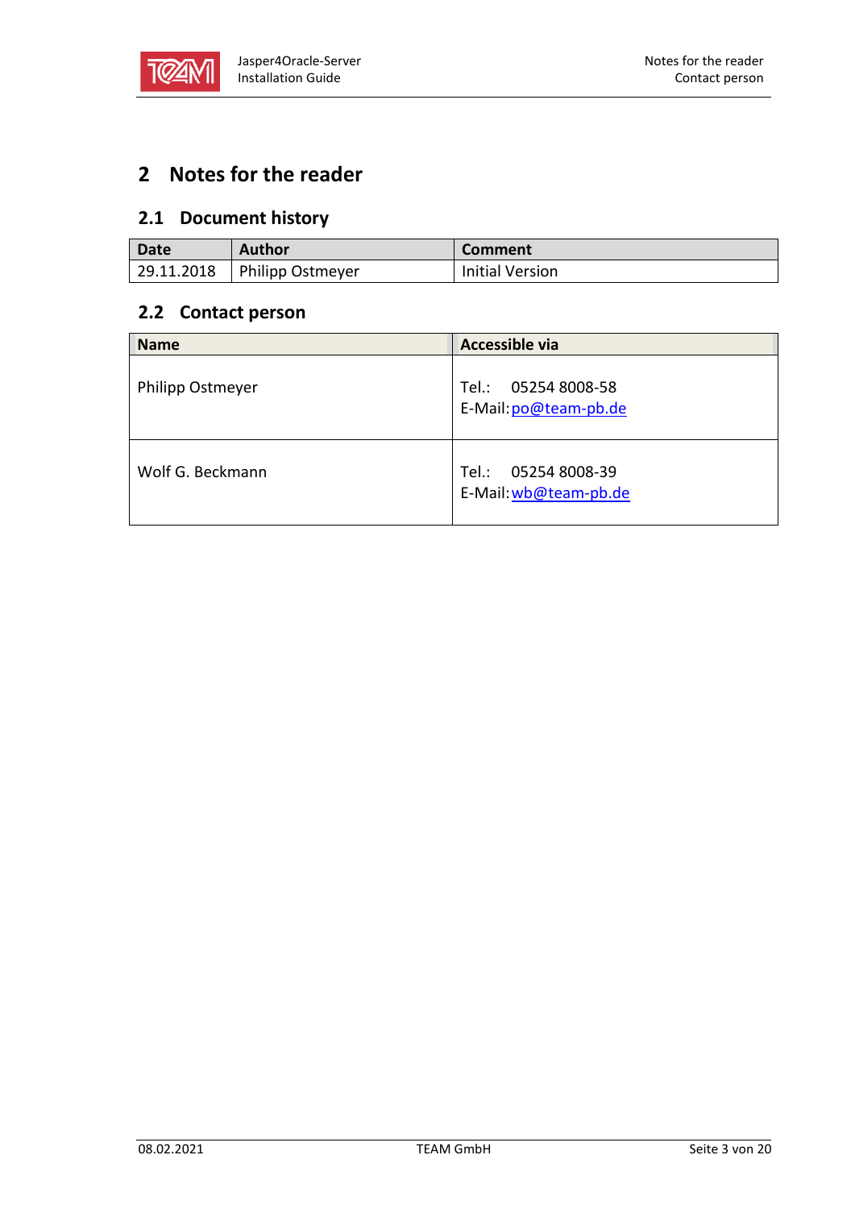# 2 Notes for the reader

## 2.1 Document history

| Date | Author | Comment |
|---|---|---|
| 29.11.2018 | Philipp Ostmeyer | Initial Version |

## 2.2 Contact person

| Name | Accessible via |
|---|---|
| Philipp Ostmeyer | Tel.: 05254 8008-58<br>E-Mail: po@team-pb.de |
| Wolf G. Beckmann | Tel.: 05254 8008-39<br>E-Mail: wb@team-pb.de |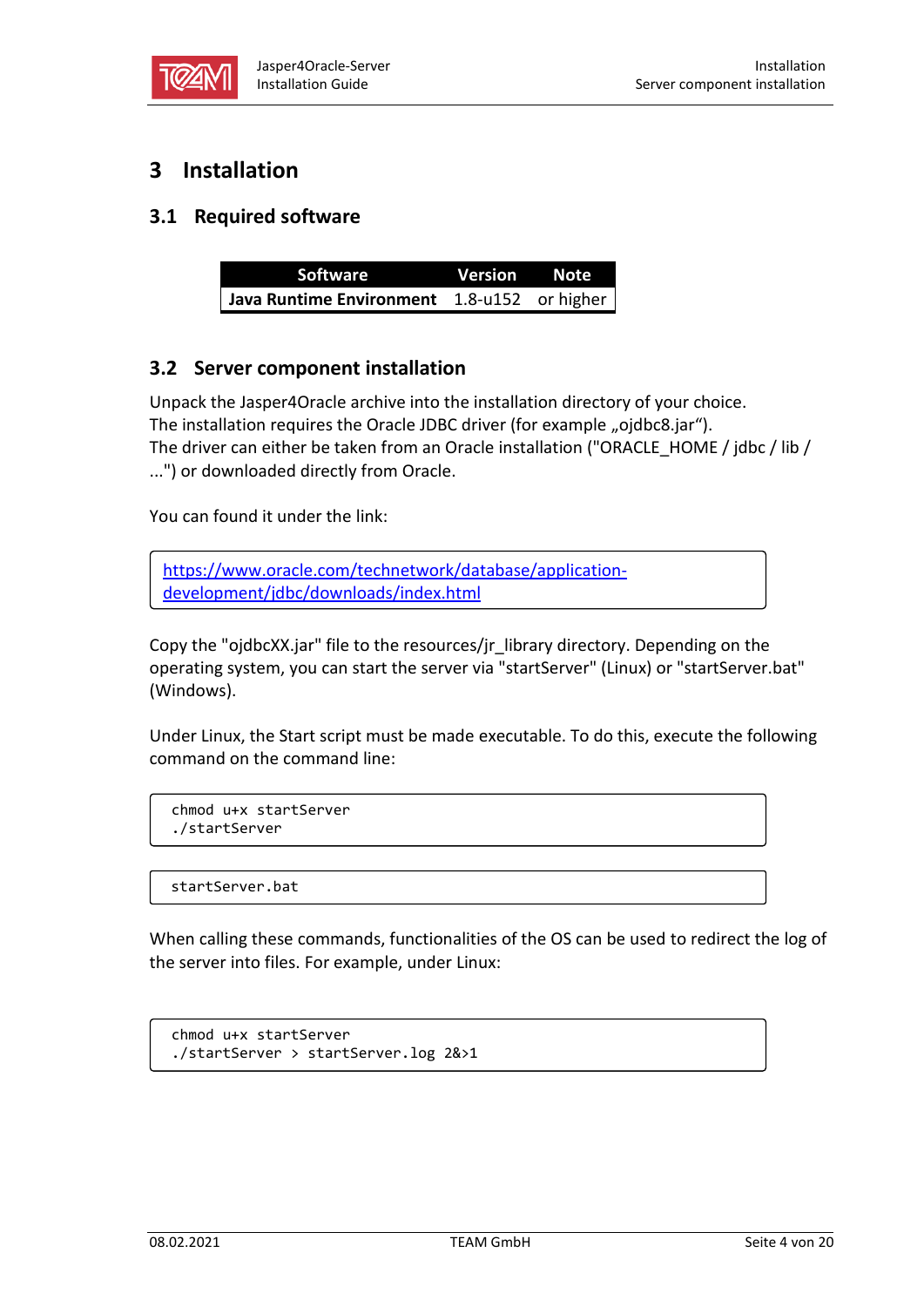# 3 Installation

## 3.1 Required software

| Software | Version | Note |
|---|---|---|
| **Java Runtime Environment** | 1.8-u152 | or higher |

## 3.2 Server component installation

Unpack the Jasper4Oracle archive into the installation directory of your choice.
The installation requires the Oracle JDBC driver (for example „ojdbc8.jar“).
The driver can either be taken from an Oracle installation ("ORACLE_HOME / jdbc / lib / ...") or downloaded directly from Oracle.

You can found it under the link:

[https://www.oracle.com/technetwork/database/application-development/jdbc/downloads/index.html](https://www.oracle.com/technetwork/database/application-development/jdbc/downloads/index.html)

Copy the "ojdbcXX.jar" file to the resources/jr_library directory. Depending on the operating system, you can start the server via "startServer" (Linux) or "startServer.bat" (Windows).

Under Linux, the Start script must be made executable. To do this, execute the following command on the command line:

```
chmod u+x startServer
./startServer
```

```
startServer.bat
```

When calling these commands, functionalities of the OS can be used to redirect the log of the server into files. For example, under Linux:

```
chmod u+x startServer
./startServer > startServer.log 2&>1
```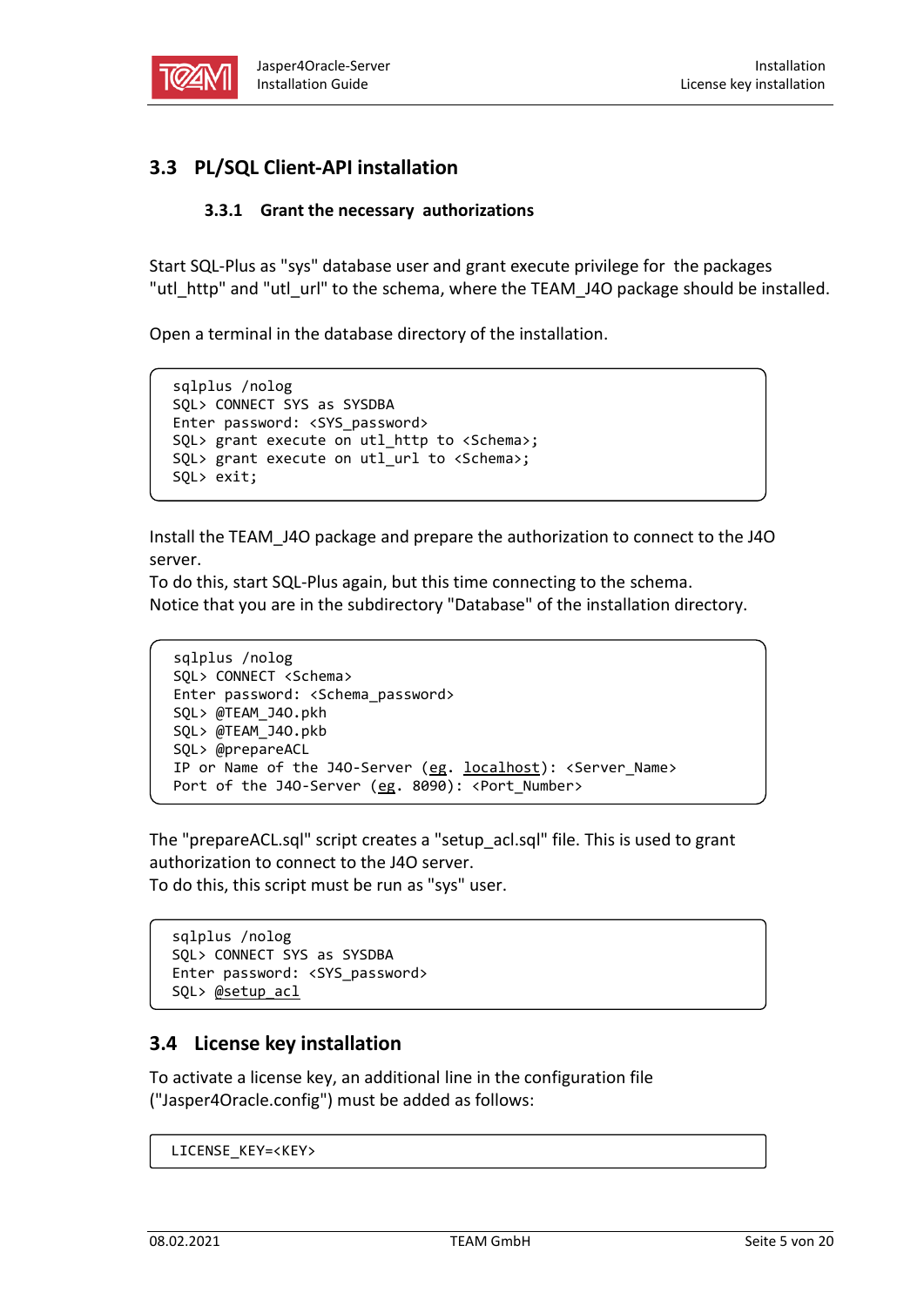## 3.3 PL/SQL Client-API installation

### 3.3.1 Grant the necessary authorizations

Start SQL-Plus as "sys" database user and grant execute privilege for the packages "utl_http" and "utl_url" to the schema, where the TEAM_J4O package should be installed.

Open a terminal in the database directory of the installation.

```
sqlplus /nolog
SQL> CONNECT SYS as SYSDBA
Enter password: <SYS_password>
SQL> grant execute on utl_http to <Schema>;
SQL> grant execute on utl_url to <Schema>;
SQL> exit;
```

Install the TEAM_J4O package and prepare the authorization to connect to the J4O server.
To do this, start SQL-Plus again, but this time connecting to the schema.
Notice that you are in the subdirectory "Database" of the installation directory.

```
sqlplus /nolog
SQL> CONNECT <Schema>
Enter password: <Schema_password>
SQL> @TEAM_J4O.pkh
SQL> @TEAM_J4O.pkb
SQL> @prepareACL
IP or Name of the J4O-Server (eg. localhost): <Server_Name>
Port of the J4O-Server (eg. 8090): <Port_Number>
```

The "prepareACL.sql" script creates a "setup_acl.sql" file. This is used to grant authorization to connect to the J4O server.
To do this, this script must be run as "sys" user.

```
sqlplus /nolog
SQL> CONNECT SYS as SYSDBA
Enter password: <SYS_password>
SQL> @setup_acl
```

## 3.4 License key installation

To activate a license key, an additional line in the configuration file ("Jasper4Oracle.config") must be added as follows:

```
LICENSE_KEY=<KEY>
```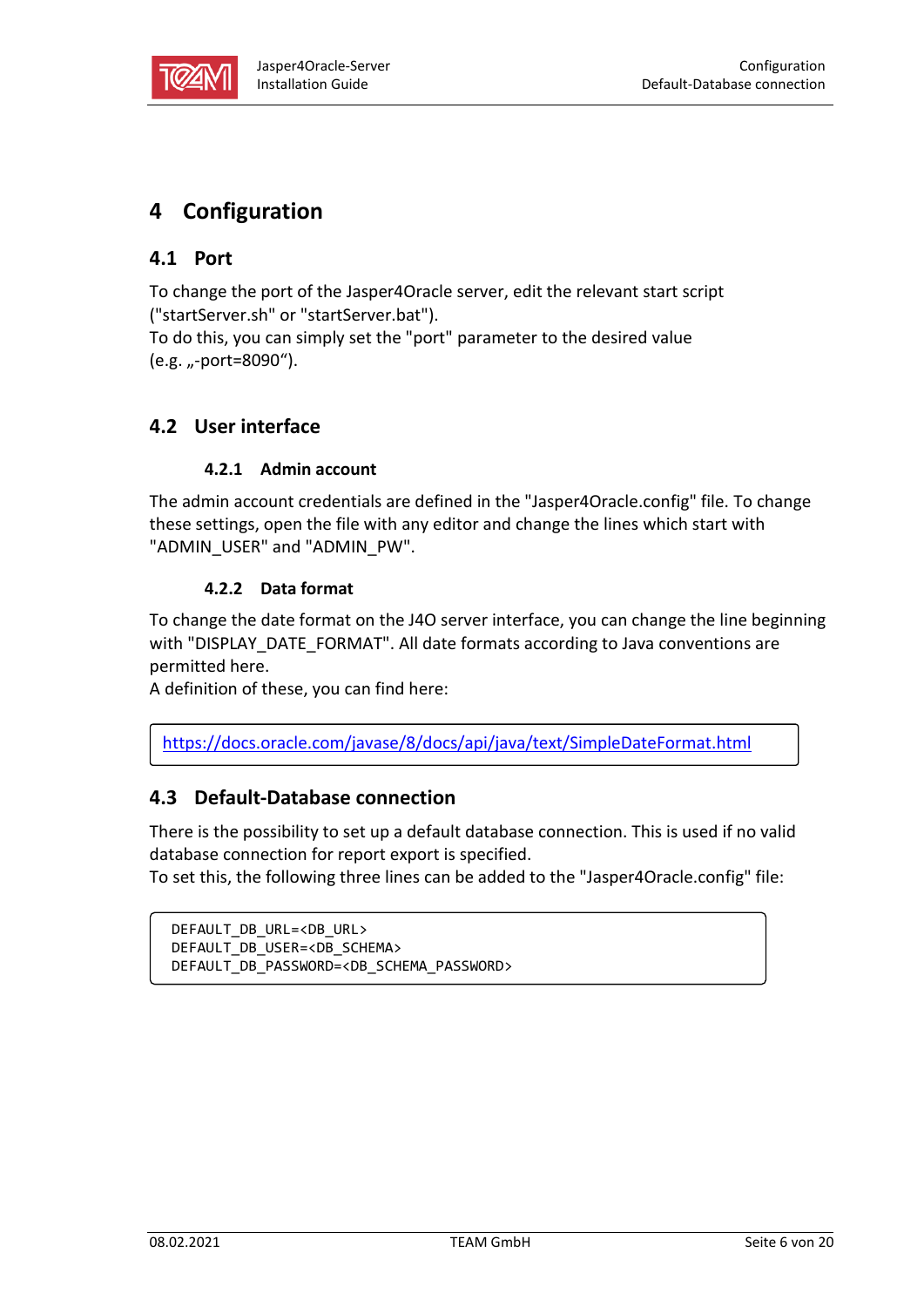# 4 Configuration

## 4.1 Port

To change the port of the Jasper4Oracle server, edit the relevant start script ("startServer.sh" or "startServer.bat").
To do this, you can simply set the "port" parameter to the desired value (e.g. „-port=8090“).

## 4.2 User interface

### 4.2.1 Admin account

The admin account credentials are defined in the "Jasper4Oracle.config" file. To change these settings, open the file with any editor and change the lines which start with "ADMIN_USER" and "ADMIN_PW".

### 4.2.2 Data format

To change the date format on the J4O server interface, you can change the line beginning with "DISPLAY_DATE_FORMAT". All date formats according to Java conventions are permitted here.
A definition of these, you can find here:

https://docs.oracle.com/javase/8/docs/api/java/text/SimpleDateFormat.html

## 4.3 Default-Database connection

There is the possibility to set up a default database connection. This is used if no valid database connection for report export is specified.
To set this, the following three lines can be added to the "Jasper4Oracle.config" file:

```
DEFAULT_DB_URL=<DB_URL>
DEFAULT_DB_USER=<DB_SCHEMA>
DEFAULT_DB_PASSWORD=<DB_SCHEMA_PASSWORD>
```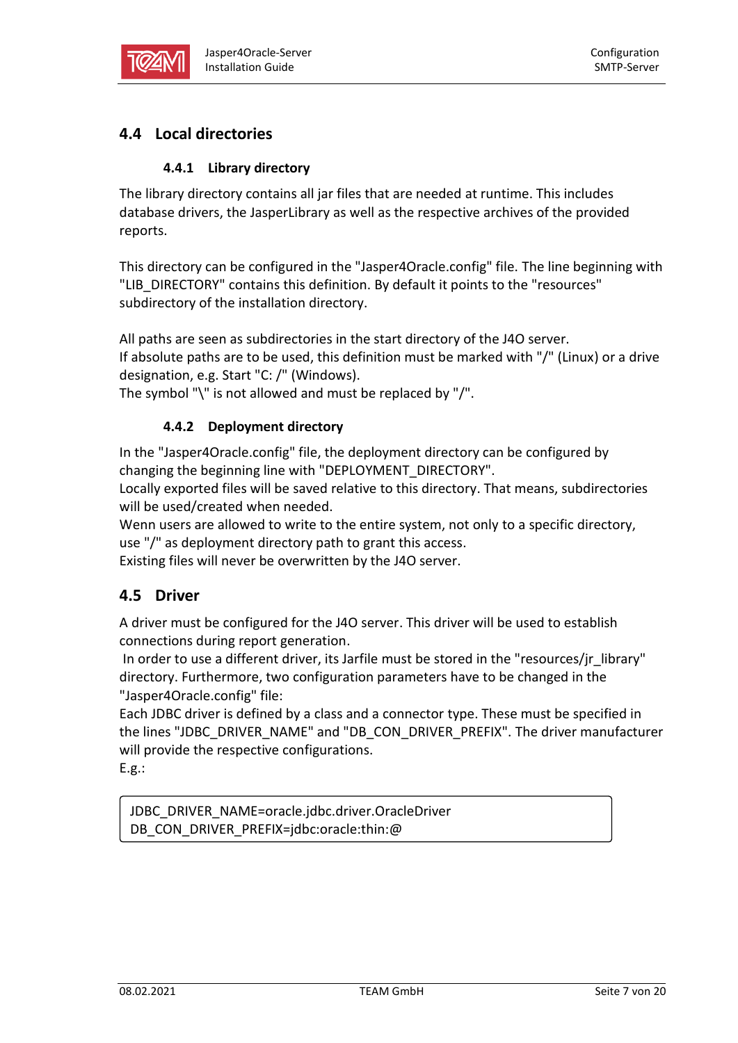## 4.4 Local directories

### 4.4.1 Library directory

The library directory contains all jar files that are needed at runtime. This includes database drivers, the JasperLibrary as well as the respective archives of the provided reports.

This directory can be configured in the "Jasper4Oracle.config" file. The line beginning with "LIB_DIRECTORY" contains this definition. By default it points to the "resources" subdirectory of the installation directory.

All paths are seen as subdirectories in the start directory of the J4O server.
If absolute paths are to be used, this definition must be marked with "/" (Linux) or a drive designation, e.g. Start "C: /" (Windows).
The symbol "\" is not allowed and must be replaced by "/".

### 4.4.2 Deployment directory

In the "Jasper4Oracle.config" file, the deployment directory can be configured by changing the beginning line with "DEPLOYMENT_DIRECTORY".
Locally exported files will be saved relative to this directory. That means, subdirectories will be used/created when needed.
Wenn users are allowed to write to the entire system, not only to a specific directory, use "/" as deployment directory path to grant this access.
Existing files will never be overwritten by the J4O server.

## 4.5 Driver

A driver must be configured for the J4O server. This driver will be used to establish connections during report generation.
In order to use a different driver, its Jarfile must be stored in the "resources/jr_library" directory. Furthermore, two configuration parameters have to be changed in the "Jasper4Oracle.config" file:
Each JDBC driver is defined by a class and a connector type. These must be specified in the lines "JDBC_DRIVER_NAME" and "DB_CON_DRIVER_PREFIX". The driver manufacturer will provide the respective configurations.
E.g.:

```
JDBC_DRIVER_NAME=oracle.jdbc.driver.OracleDriver
DB_CON_DRIVER_PREFIX=jdbc:oracle:thin:@
```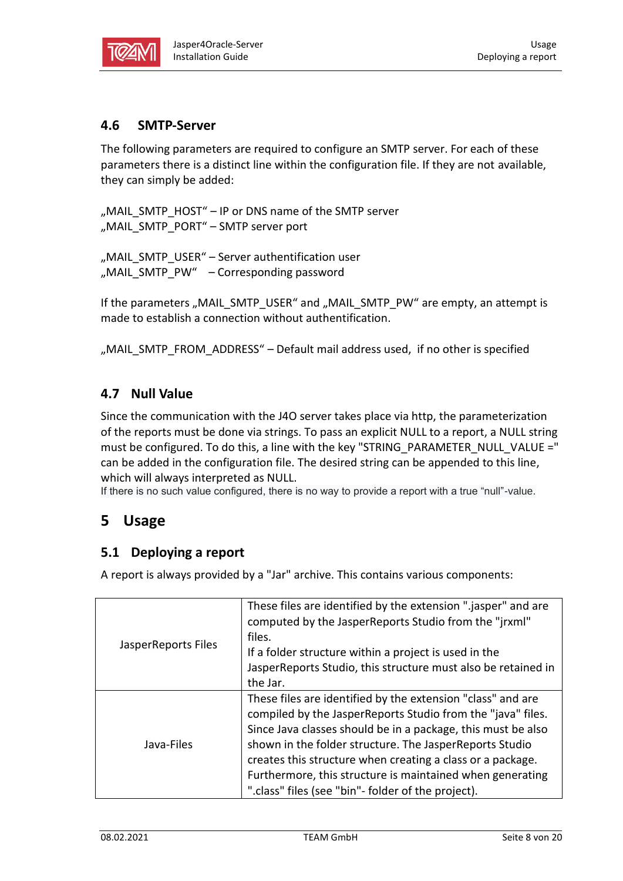## 4.6 SMTP-Server

The following parameters are required to configure an SMTP server. For each of these parameters there is a distinct line within the configuration file. If they are not available, they can simply be added:

„MAIL_SMTP_HOST“ – IP or DNS name of the SMTP server
„MAIL_SMTP_PORT“ – SMTP server port

„MAIL_SMTP_USER“ – Server authentification user
„MAIL_SMTP_PW“ – Corresponding password

If the parameters „MAIL_SMTP_USER“ and „MAIL_SMTP_PW“ are empty, an attempt is made to establish a connection without authentification.

„MAIL_SMTP_FROM_ADDRESS“ – Default mail address used, if no other is specified

## 4.7 Null Value

Since the communication with the J4O server takes place via http, the parameterization of the reports must be done via strings. To pass an explicit NULL to a report, a NULL string must be configured. To do this, a line with the key "STRING_PARAMETER_NULL_VALUE =" can be added in the configuration file. The desired string can be appended to this line, which will always interpreted as NULL.
If there is no such value configured, there is no way to provide a report with a true “null”-value.

# 5 Usage

## 5.1 Deploying a report

A report is always provided by a "Jar" archive. This contains various components:

| | |
|---|---|
| JasperReports Files | These files are identified by the extension ".jasper" and are computed by the JasperReports Studio from the "jrxml" files. If a folder structure within a project is used in the JasperReports Studio, this structure must also be retained in the Jar. |
| Java-Files | These files are identified by the extension "class" and are compiled by the JasperReports Studio from the "java" files. Since Java classes should be in a package, this must be also shown in the folder structure. The JasperReports Studio creates this structure when creating a class or a package. Furthermore, this structure is maintained when generating ".class" files (see "bin"- folder of the project). |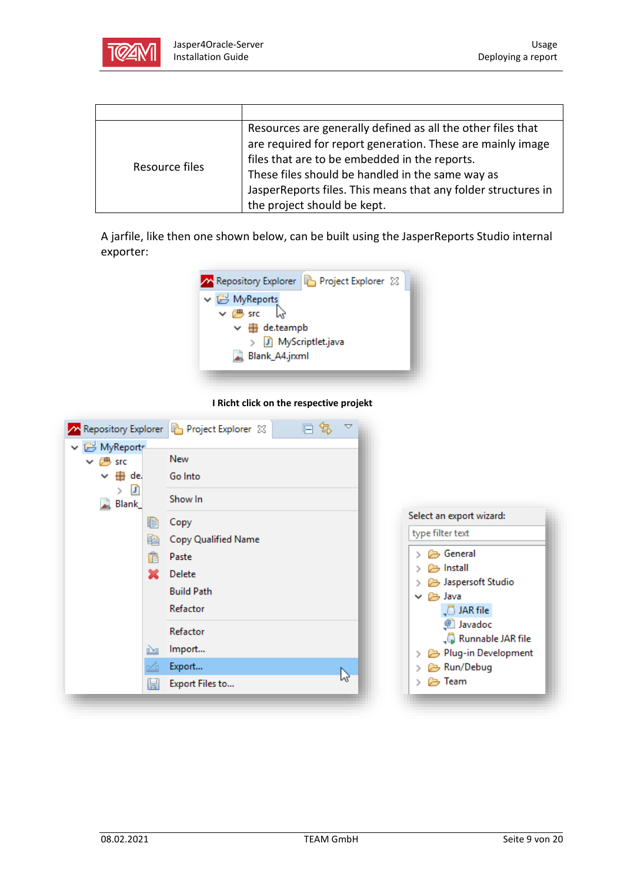| | |
|---|---|
| Resource files | Resources are generally defined as all the other files that are required for report generation. These are mainly image files that are to be embedded in the reports. These files should be handled in the same way as JasperReports files. This means that any folder structures in the project should be kept. |

A jarfile, like then one shown below, can be built using the JasperReports Studio internal exporter:

**I Richt click on the respective projekt**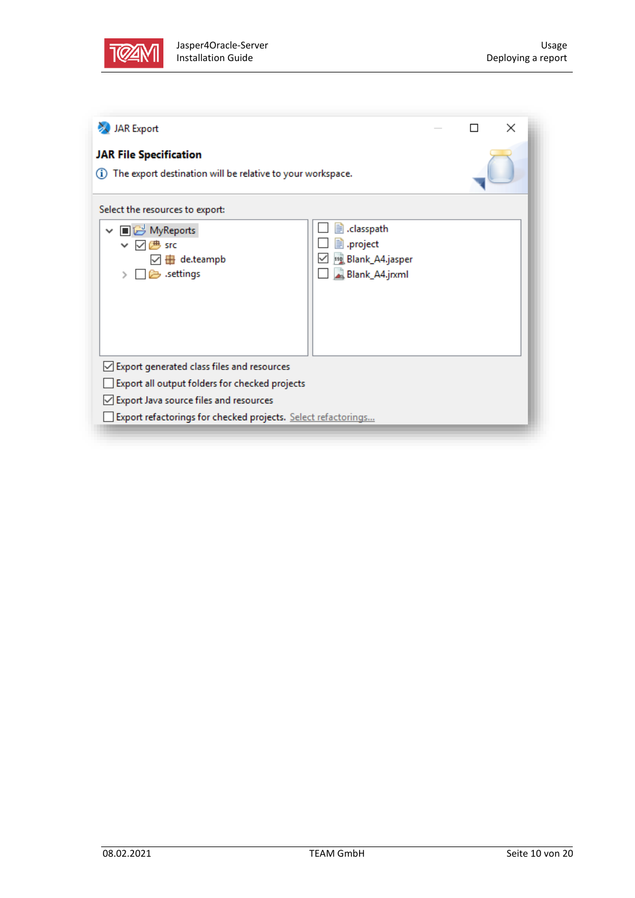JAR Export

**JAR File Specification**

The export destination will be relative to your workspace.

Select the resources to export:

- MyReports
  - src
    - de.teampb
  - .settings

- .classpath
- .project
- Blank_A4.jasper
- Blank_A4.jrxml

- [x] Export generated class files and resources
- [ ] Export all output folders for checked projects
- [x] Export Java source files and resources
- [ ] Export refactorings for checked projects. Select refactorings...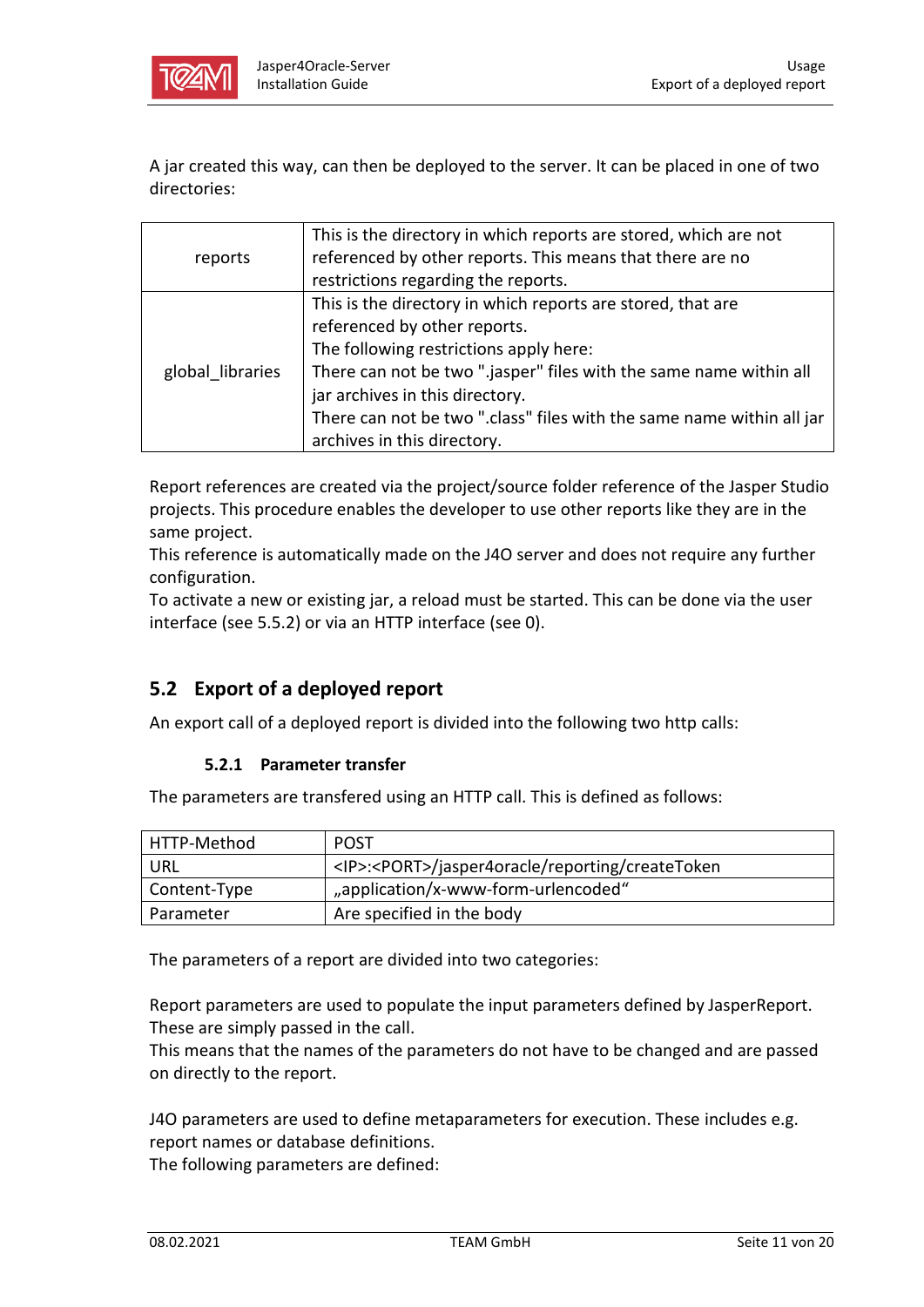A jar created this way, can then be deployed to the server. It can be placed in one of two directories:

| | |
|---|---|
| reports | This is the directory in which reports are stored, which are not referenced by other reports. This means that there are no restrictions regarding the reports. |
| global_libraries | This is the directory in which reports are stored, that are referenced by other reports.<br>The following restrictions apply here:<br>There can not be two ".jasper" files with the same name within all jar archives in this directory.<br>There can not be two ".class" files with the same name within all jar archives in this directory. |

Report references are created via the project/source folder reference of the Jasper Studio projects. This procedure enables the developer to use other reports like they are in the same project.
This reference is automatically made on the J4O server and does not require any further configuration.
To activate a new or existing jar, a reload must be started. This can be done via the user interface (see 5.5.2) or via an HTTP interface (see 0).

## 5.2 Export of a deployed report

An export call of a deployed report is divided into the following two http calls:

### 5.2.1 Parameter transfer

The parameters are transfered using an HTTP call. This is defined as follows:

| | |
|---|---|
| HTTP-Method | POST |
| URL | <IP>:<PORT>/jasper4oracle/reporting/createToken |
| Content-Type | „application/x-www-form-urlencoded“ |
| Parameter | Are specified in the body |

The parameters of a report are divided into two categories:

Report parameters are used to populate the input parameters defined by JasperReport. These are simply passed in the call.
This means that the names of the parameters do not have to be changed and are passed on directly to the report.

J4O parameters are used to define metaparameters for execution. These includes e.g. report names or database definitions.
The following parameters are defined: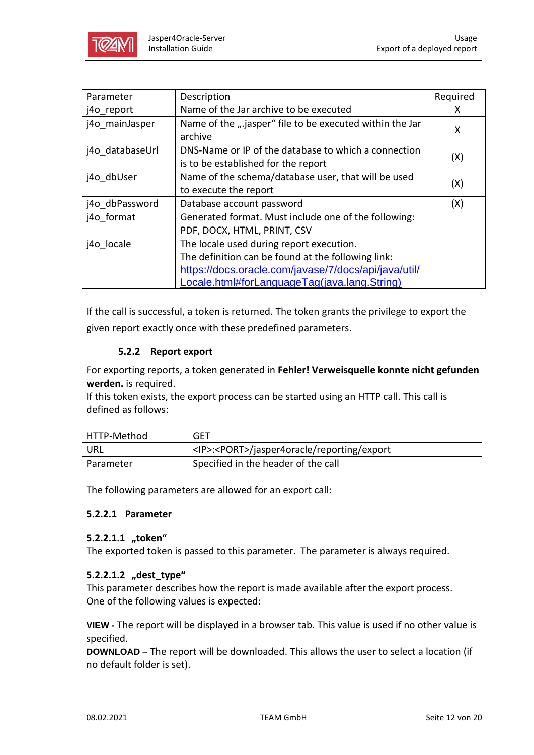| Parameter | Description | Required |
|---|---|---|
| j4o_report | Name of the Jar archive to be executed | X |
| j4o_mainJasper | Name of the „.jasper“ file to be executed within the Jar archive | X |
| j4o_databaseUrl | DNS-Name or IP of the database to which a connection is to be established for the report | (X) |
| j4o_dbUser | Name of the schema/database user, that will be used to execute the report | (X) |
| j4o_dbPassword | Database account password | (X) |
| j4o_format | Generated format. Must include one of the following: PDF, DOCX, HTML, PRINT, CSV | |
| j4o_locale | The locale used during report execution. The definition can be found at the following link: https://docs.oracle.com/javase/7/docs/api/java/util/Locale.html#forLanguageTag(java.lang.String) | |

If the call is successful, a token is returned. The token grants the privilege to export the given report exactly once with these predefined parameters.

### 5.2.2 Report export

For exporting reports, a token generated in **Fehler! Verweisquelle konnte nicht gefunden werden.** is required.
If this token exists, the export process can be started using an HTTP call. This call is defined as follows:

| HTTP-Method | GET |
|---|---|
| URL | <IP>:<PORT>/jasper4oracle/reporting/export |
| Parameter | Specified in the header of the call |

The following parameters are allowed for an export call:

#### 5.2.2.1 Parameter

##### 5.2.2.1.1 „token“

The exported token is passed to this parameter. The parameter is always required.

##### 5.2.2.1.2 „dest_type“

This parameter describes how the report is made available after the export process.
One of the following values is expected:

**VIEW -** The report will be displayed in a browser tab. This value is used if no other value is specified.
**DOWNLOAD** – The report will be downloaded. This allows the user to select a location (if no default folder is set).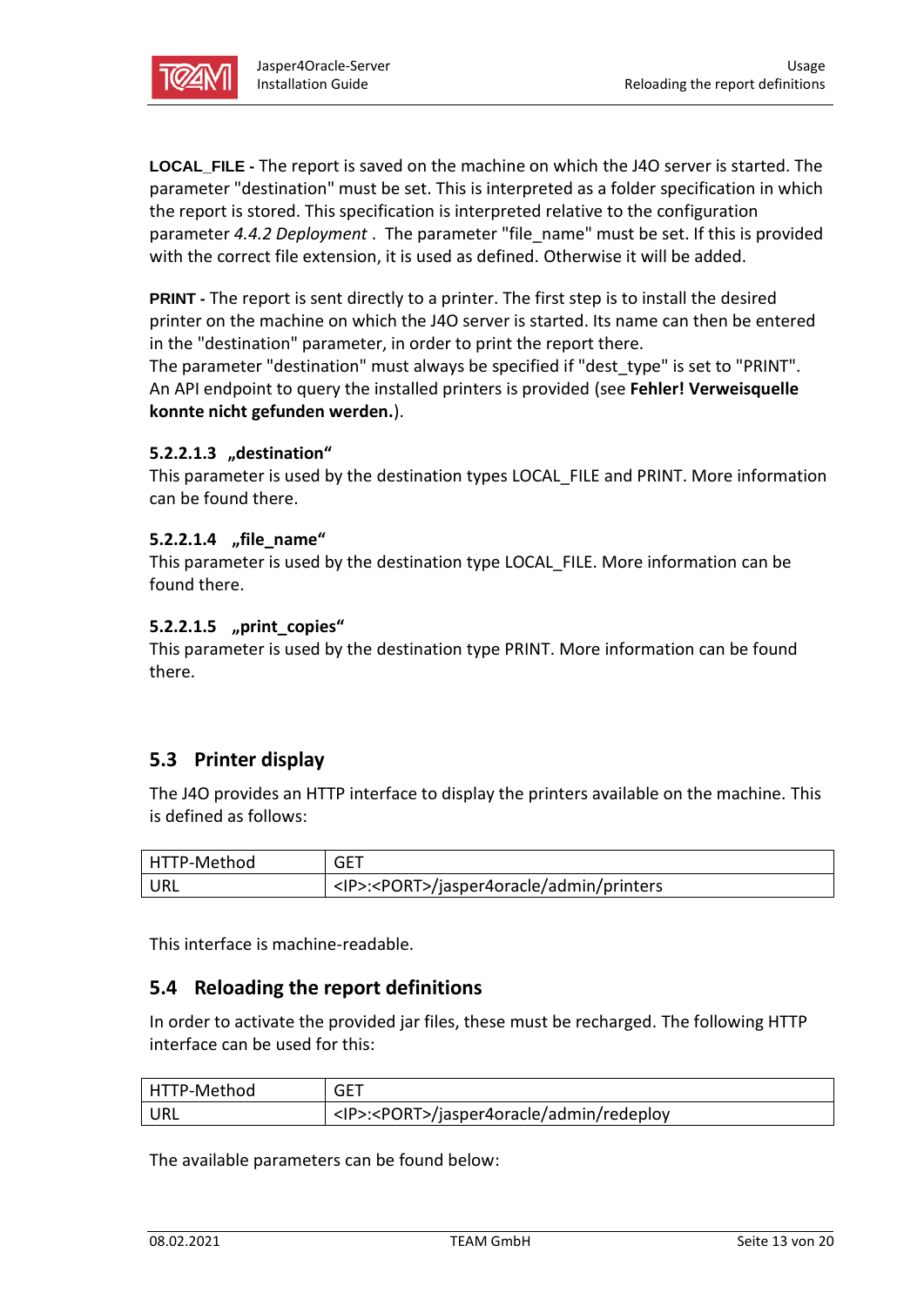**LOCAL_FILE -** The report is saved on the machine on which the J4O server is started. The parameter "destination" must be set. This is interpreted as a folder specification in which the report is stored. This specification is interpreted relative to the configuration parameter *4.4.2 Deployment* . The parameter "file_name" must be set. If this is provided with the correct file extension, it is used as defined. Otherwise it will be added.

**PRINT -** The report is sent directly to a printer. The first step is to install the desired printer on the machine on which the J4O server is started. Its name can then be entered in the "destination" parameter, in order to print the report there.
The parameter "destination" must always be specified if "dest_type" is set to "PRINT". An API endpoint to query the installed printers is provided (see **Fehler! Verweisquelle konnte nicht gefunden werden.**).

#### 5.2.2.1.3 „destination“

This parameter is used by the destination types LOCAL_FILE and PRINT. More information can be found there.

#### 5.2.2.1.4 „file_name“

This parameter is used by the destination type LOCAL_FILE. More information can be found there.

#### 5.2.2.1.5 „print_copies“

This parameter is used by the destination type PRINT. More information can be found there.

## 5.3 Printer display

The J4O provides an HTTP interface to display the printers available on the machine. This is defined as follows:

| HTTP-Method | GET |
|---|---|
| URL | <IP>:<PORT>/jasper4oracle/admin/printers |

This interface is machine-readable.

## 5.4 Reloading the report definitions

In order to activate the provided jar files, these must be recharged. The following HTTP interface can be used for this:

| HTTP-Method | GET |
|---|---|
| URL | <IP>:<PORT>/jasper4oracle/admin/redeploy |

The available parameters can be found below: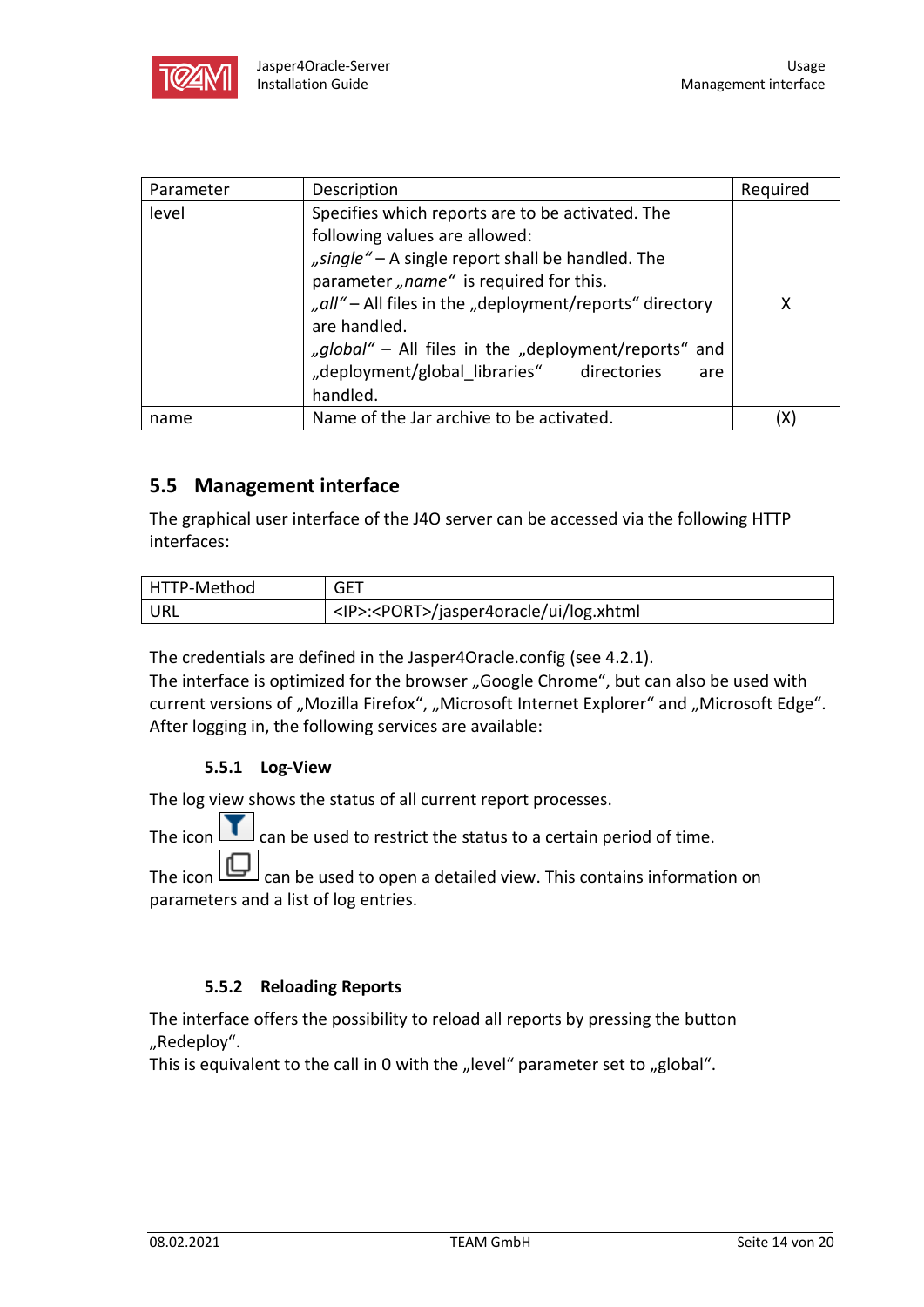| Parameter | Description | Required |
|---|---|---|
| level | Specifies which reports are to be activated. The following values are allowed:<br>*„single“* – A single report shall be handled. The parameter *„name“* is required for this.<br>*„all“* – All files in the „deployment/reports“ directory are handled.<br>*„global“* – All files in the „deployment/reports“ and „deployment/global_libraries“ directories are handled. | X |
| name | Name of the Jar archive to be activated. | (X) |

## 5.5 Management interface

The graphical user interface of the J4O server can be accessed via the following HTTP interfaces:

| HTTP-Method | GET |
|---|---|
| URL | <IP>:<PORT>/jasper4oracle/ui/log.xhtml |

The credentials are defined in the Jasper4Oracle.config (see 4.2.1).
The interface is optimized for the browser „Google Chrome“, but can also be used with current versions of „Mozilla Firefox“, „Microsoft Internet Explorer“ and „Microsoft Edge“.
After logging in, the following services are available:

### 5.5.1 Log-View

The log view shows the status of all current report processes.

The icon can be used to restrict the status to a certain period of time.

The icon can be used to open a detailed view. This contains information on parameters and a list of log entries.

### 5.5.2 Reloading Reports

The interface offers the possibility to reload all reports by pressing the button „Redeploy“.
This is equivalent to the call in 0 with the „level“ parameter set to „global“.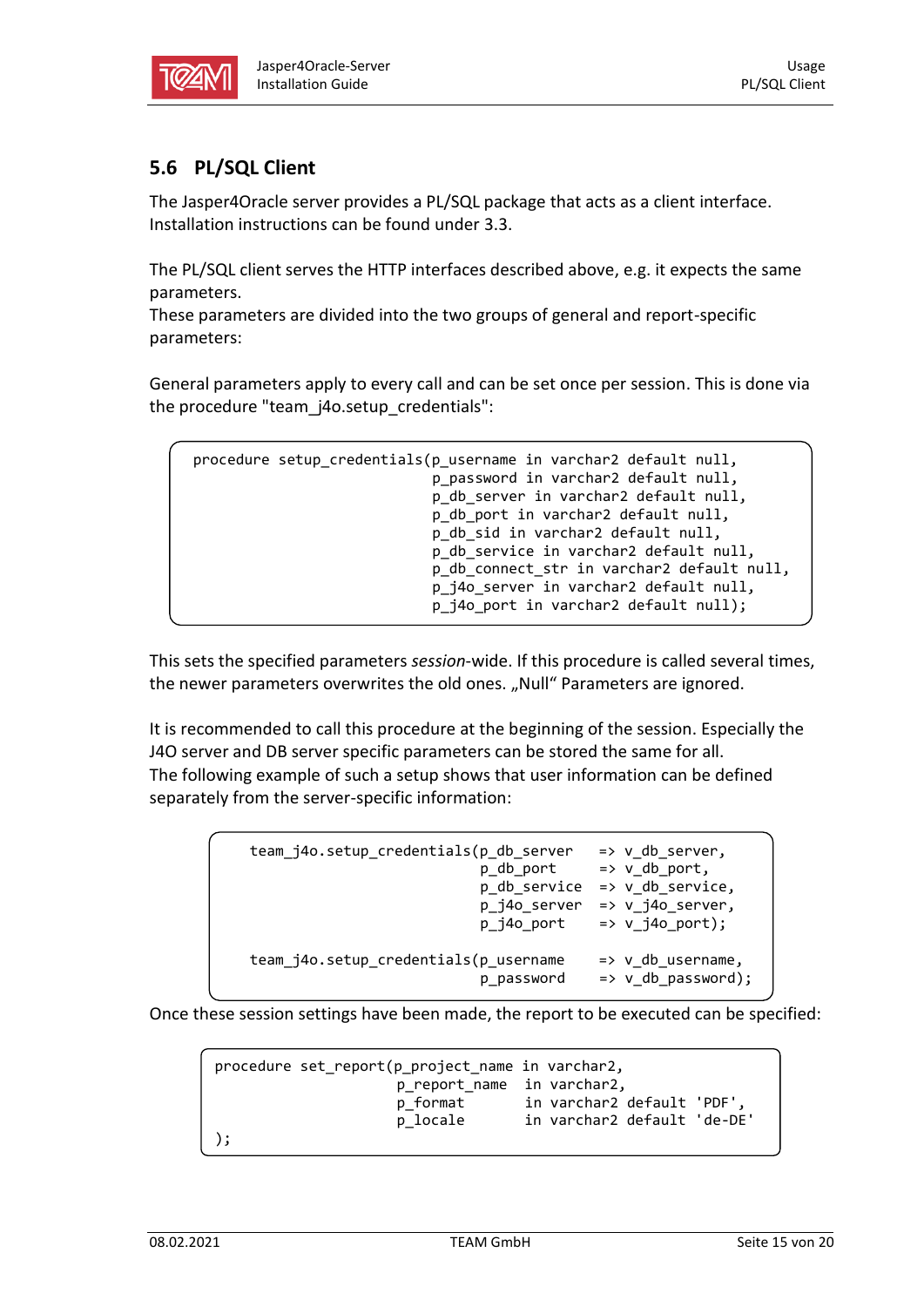## 5.6 PL/SQL Client

The Jasper4Oracle server provides a PL/SQL package that acts as a client interface. Installation instructions can be found under 3.3.

The PL/SQL client serves the HTTP interfaces described above, e.g. it expects the same parameters.
These parameters are divided into the two groups of general and report-specific parameters:

General parameters apply to every call and can be set once per session. This is done via the procedure "team_j4o.setup_credentials":

```
procedure setup_credentials(p_username in varchar2 default null,
                            p_password in varchar2 default null,
                            p_db_server in varchar2 default null,
                            p_db_port in varchar2 default null,
                            p_db_sid in varchar2 default null,
                            p_db_service in varchar2 default null,
                            p_db_connect_str in varchar2 default null,
                            p_j4o_server in varchar2 default null,
                            p_j4o_port in varchar2 default null);
```

This sets the specified parameters *session*-wide. If this procedure is called several times, the newer parameters overwrites the old ones. „Null“ Parameters are ignored.

It is recommended to call this procedure at the beginning of the session. Especially the J4O server and DB server specific parameters can be stored the same for all.
The following example of such a setup shows that user information can be defined separately from the server-specific information:

```
team_j4o.setup_credentials(p_db_server   => v_db_server,
                           p_db_port     => v_db_port,
                           p_db_service  => v_db_service,
                           p_j4o_server  => v_j4o_server,
                           p_j4o_port    => v_j4o_port);

team_j4o.setup_credentials(p_username    => v_db_username,
                           p_password    => v_db_password);
```

Once these session settings have been made, the report to be executed can be specified:

```
procedure set_report(p_project_name in varchar2,
                     p_report_name  in varchar2,
                     p_format       in varchar2 default 'PDF',
                     p_locale       in varchar2 default 'de-DE'
);
```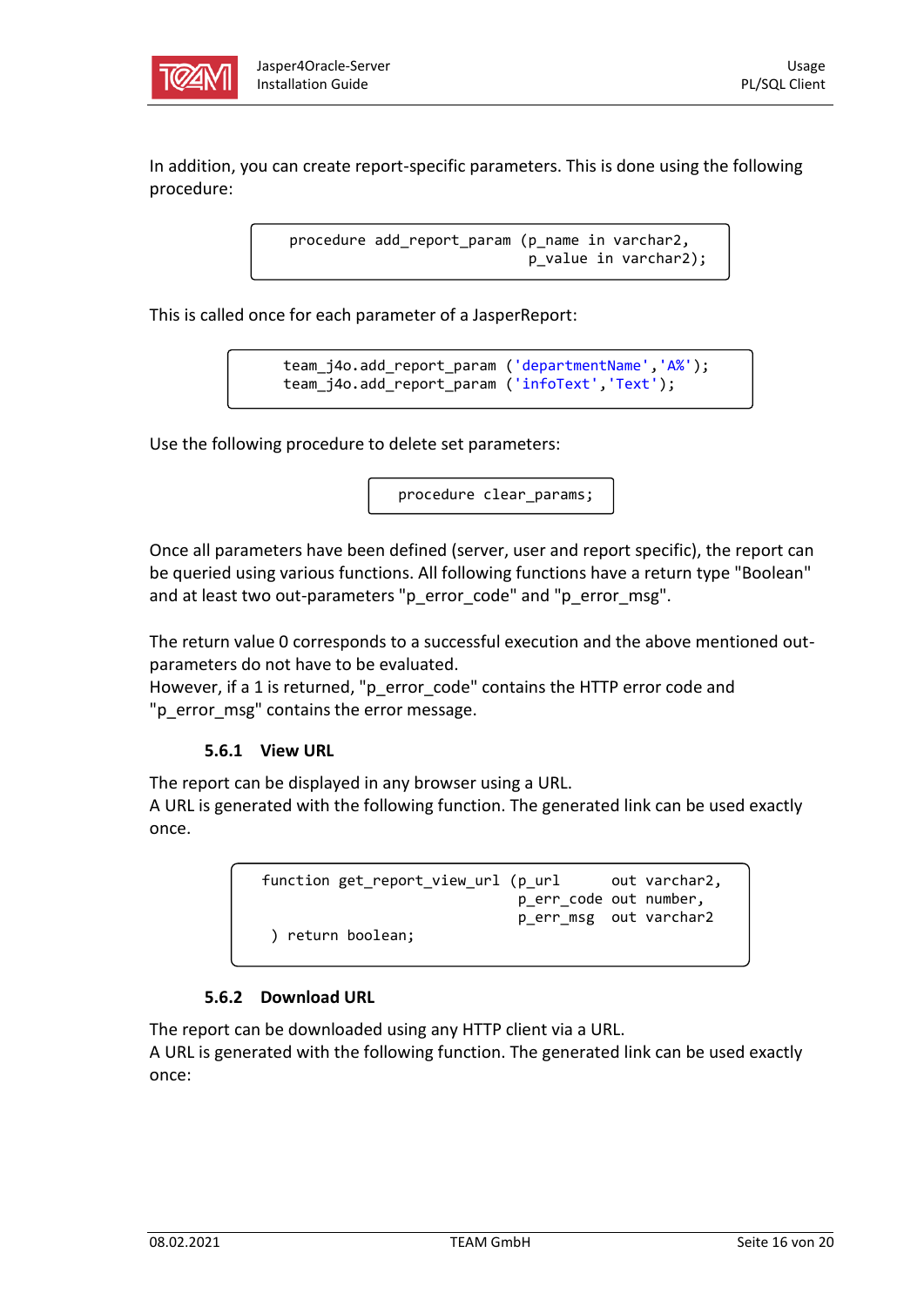In addition, you can create report-specific parameters. This is done using the following procedure:

```
procedure add_report_param (p_name in varchar2,
                            p_value in varchar2);
```

This is called once for each parameter of a JasperReport:

```
team_j4o.add_report_param ('departmentName','A%');
team_j4o.add_report_param ('infoText','Text');
```

Use the following procedure to delete set parameters:

```
procedure clear_params;
```

Once all parameters have been defined (server, user and report specific), the report can be queried using various functions. All following functions have a return type "Boolean" and at least two out-parameters "p_error_code" and "p_error_msg".

The return value 0 corresponds to a successful execution and the above mentioned out-parameters do not have to be evaluated.
However, if a 1 is returned, "p_error_code" contains the HTTP error code and "p_error_msg" contains the error message.

### 5.6.1 View URL

The report can be displayed in any browser using a URL.
A URL is generated with the following function. The generated link can be used exactly once.

```
function get_report_view_url (p_url      out varchar2,
                              p_err_code out number,
                              p_err_msg  out varchar2

 ) return boolean;
```

### 5.6.2 Download URL

The report can be downloaded using any HTTP client via a URL.
A URL is generated with the following function. The generated link can be used exactly once: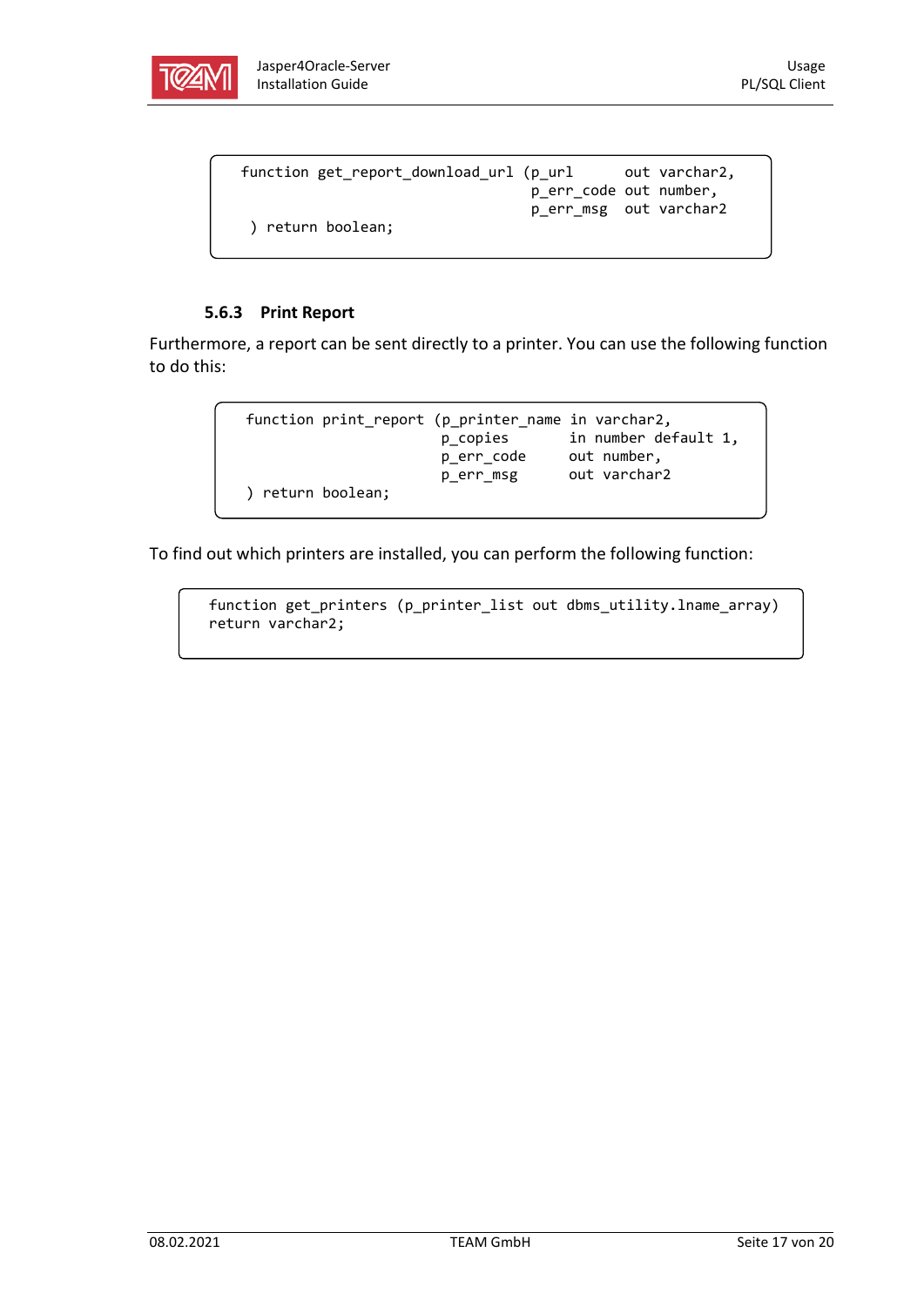```
function get_report_download_url (p_url      out varchar2,
                                  p_err_code out number,
                                  p_err_msg  out varchar2
 ) return boolean;
```

### 5.6.3 Print Report

Furthermore, a report can be sent directly to a printer. You can use the following function to do this:

```
function print_report (p_printer_name in varchar2,
                       p_copies       in number default 1,
                       p_err_code     out number,
                       p_err_msg      out varchar2
) return boolean;
```

To find out which printers are installed, you can perform the following function:

```
function get_printers (p_printer_list out dbms_utility.lname_array)
return varchar2;
```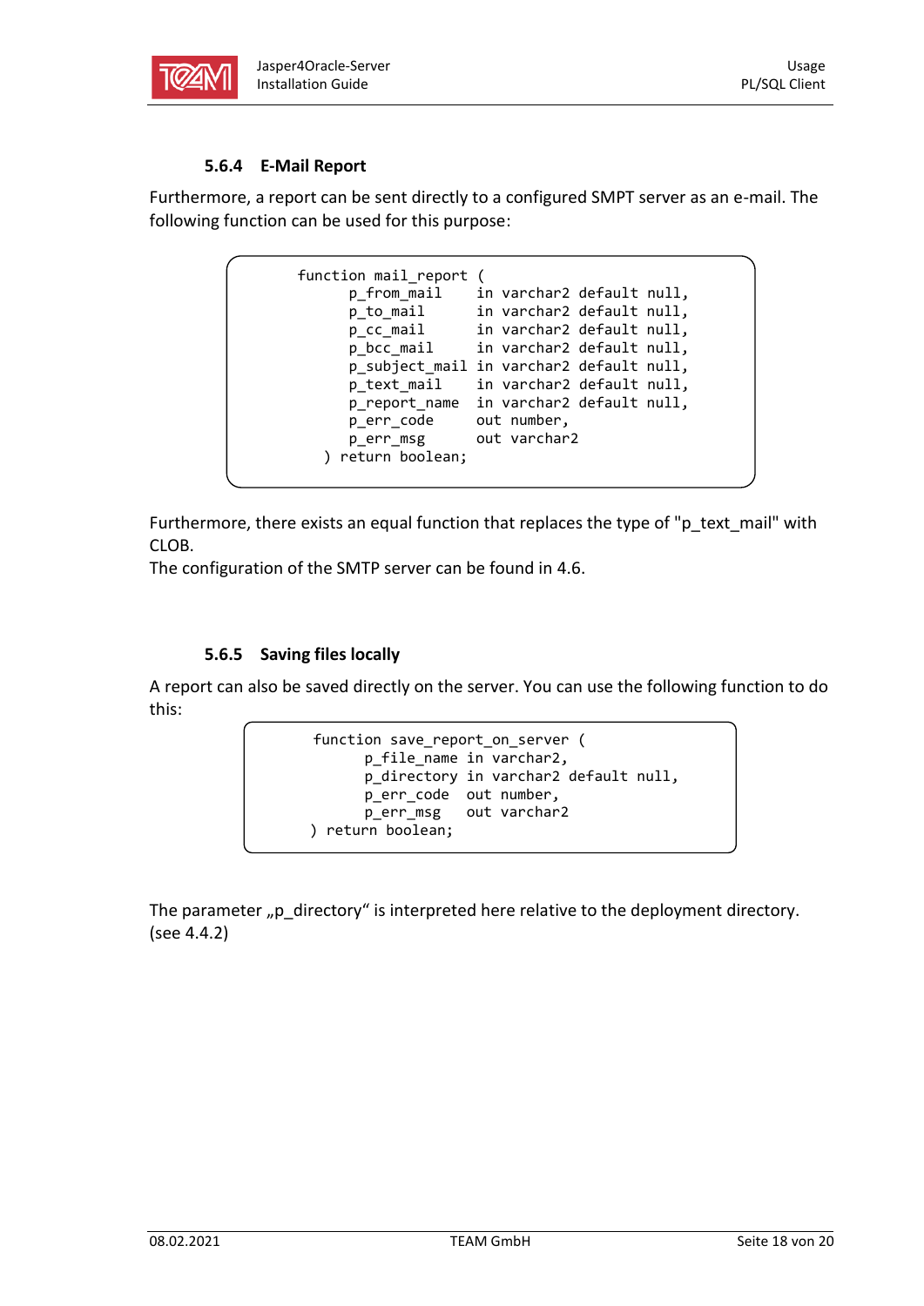### 5.6.4 E-Mail Report

Furthermore, a report can be sent directly to a configured SMPT server as an e-mail. The following function can be used for this purpose:

```
function mail_report (
      p_from_mail    in varchar2 default null,
      p_to_mail      in varchar2 default null,
      p_cc_mail      in varchar2 default null,
      p_bcc_mail     in varchar2 default null,
      p_subject_mail in varchar2 default null,
      p_text_mail    in varchar2 default null,
      p_report_name  in varchar2 default null,
      p_err_code     out number,
      p_err_msg      out varchar2
   ) return boolean;
```

Furthermore, there exists an equal function that replaces the type of "p_text_mail" with CLOB.
The configuration of the SMTP server can be found in 4.6.

### 5.6.5 Saving files locally

A report can also be saved directly on the server. You can use the following function to do this:

```
function save_report_on_server (
      p_file_name in varchar2,
      p_directory in varchar2 default null,
      p_err_code  out number,
      p_err_msg   out varchar2
) return boolean;
```

The parameter „p_directory“ is interpreted here relative to the deployment directory. (see 4.4.2)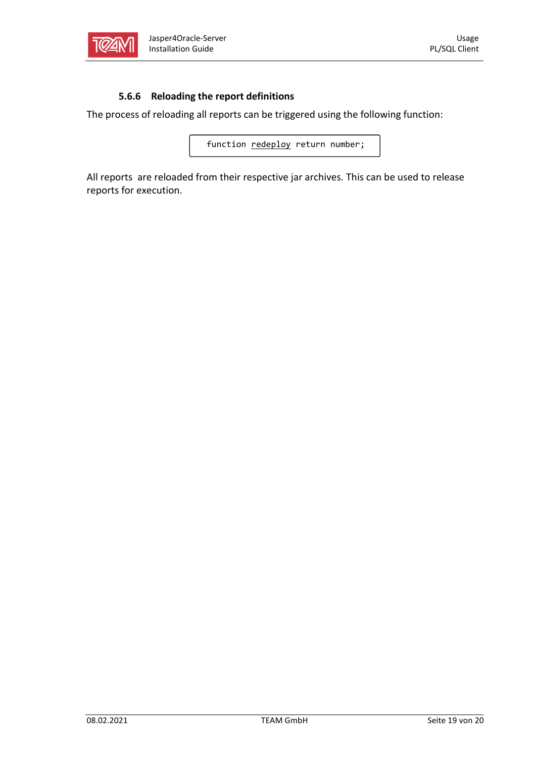### 5.6.6 Reloading the report definitions

The process of reloading all reports can be triggered using the following function:

```
function redeploy return number;
```

All reports  are reloaded from their respective jar archives. This can be used to release reports for execution.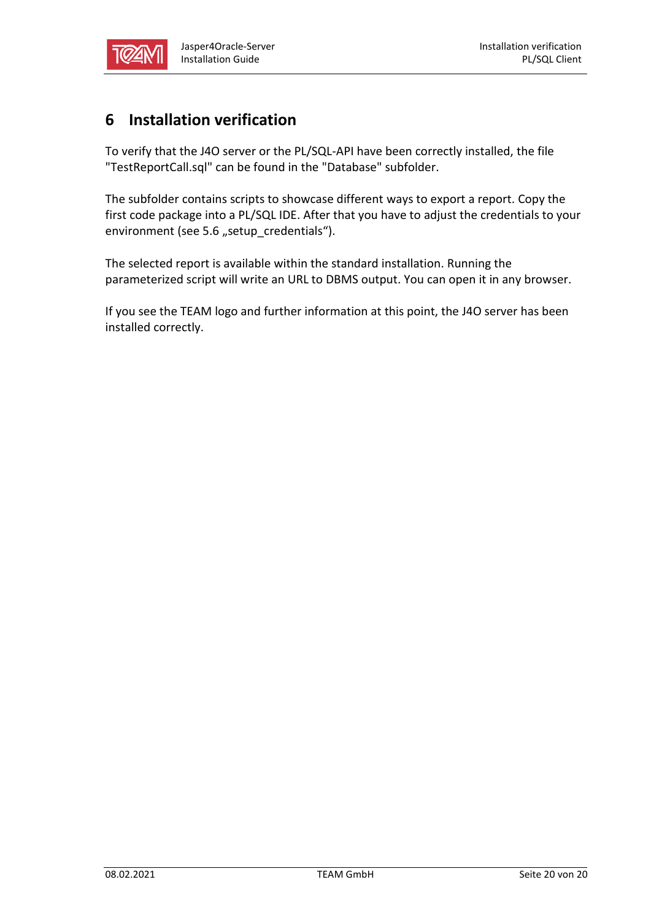# 6 Installation verification

To verify that the J4O server or the PL/SQL-API have been correctly installed, the file "TestReportCall.sql" can be found in the "Database" subfolder.

The subfolder contains scripts to showcase different ways to export a report. Copy the first code package into a PL/SQL IDE. After that you have to adjust the credentials to your environment (see 5.6 „setup_credentials“).

The selected report is available within the standard installation. Running the parameterized script will write an URL to DBMS output. You can open it in any browser.

If you see the TEAM logo and further information at this point, the J4O server has been installed correctly.